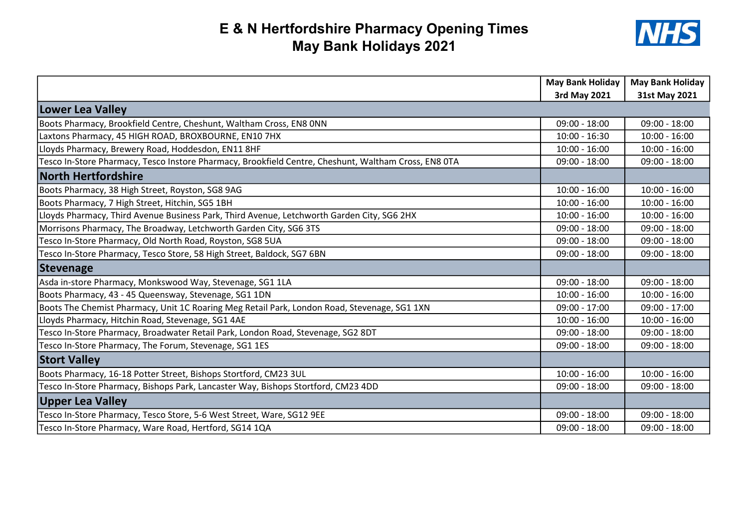# E & N Hertfordshire Pharmacy Opening Times
## May Bank Holidays 2021

NHS

| | May Bank Holiday 3rd May 2021 | May Bank Holiday 31st May 2021 |
|---|---|---|
| **Lower Lea Valley** | | |
| Boots Pharmacy, Brookfield Centre, Cheshunt, Waltham Cross, EN8 0NN | 09:00 - 18:00 | 09:00 - 18:00 |
| Laxtons Pharmacy, 45 HIGH ROAD, BROXBOURNE, EN10 7HX | 10:00 - 16:30 | 10:00 - 16:00 |
| Lloyds Pharmacy, Brewery Road, Hoddesdon, EN11 8HF | 10:00 - 16:00 | 10:00 - 16:00 |
| Tesco In-Store Pharmacy, Tesco Instore Pharmacy, Brookfield Centre, Cheshunt, Waltham Cross, EN8 0TA | 09:00 - 18:00 | 09:00 - 18:00 |
| **North Hertfordshire** | | |
| Boots Pharmacy, 38 High Street, Royston, SG8 9AG | 10:00 - 16:00 | 10:00 - 16:00 |
| Boots Pharmacy, 7 High Street, Hitchin, SG5 1BH | 10:00 - 16:00 | 10:00 - 16:00 |
| Lloyds Pharmacy, Third Avenue Business Park, Third Avenue, Letchworth Garden City, SG6 2HX | 10:00 - 16:00 | 10:00 - 16:00 |
| Morrisons Pharmacy, The Broadway, Letchworth Garden City, SG6 3TS | 09:00 - 18:00 | 09:00 - 18:00 |
| Tesco In-Store Pharmacy, Old North Road, Royston, SG8 5UA | 09:00 - 18:00 | 09:00 - 18:00 |
| Tesco In-Store Pharmacy, Tesco Store, 58 High Street, Baldock, SG7 6BN | 09:00 - 18:00 | 09:00 - 18:00 |
| **Stevenage** | | |
| Asda in-store Pharmacy, Monkswood Way, Stevenage, SG1 1LA | 09:00 - 18:00 | 09:00 - 18:00 |
| Boots Pharmacy, 43 - 45 Queensway, Stevenage, SG1 1DN | 10:00 - 16:00 | 10:00 - 16:00 |
| Boots The Chemist Pharmacy, Unit 1C Roaring Meg Retail Park, London Road, Stevenage, SG1 1XN | 09:00 - 17:00 | 09:00 - 17:00 |
| Lloyds Pharmacy, Hitchin Road, Stevenage, SG1 4AE | 10:00 - 16:00 | 10:00 - 16:00 |
| Tesco In-Store Pharmacy, Broadwater Retail Park, London Road, Stevenage, SG2 8DT | 09:00 - 18:00 | 09:00 - 18:00 |
| Tesco In-Store Pharmacy, The Forum, Stevenage, SG1 1ES | 09:00 - 18:00 | 09:00 - 18:00 |
| **Stort Valley** | | |
| Boots Pharmacy, 16-18 Potter Street, Bishops Stortford, CM23 3UL | 10:00 - 16:00 | 10:00 - 16:00 |
| Tesco In-Store Pharmacy, Bishops Park, Lancaster Way, Bishops Stortford, CM23 4DD | 09:00 - 18:00 | 09:00 - 18:00 |
| **Upper Lea Valley** | | |
| Tesco In-Store Pharmacy, Tesco Store, 5-6 West Street, Ware, SG12 9EE | 09:00 - 18:00 | 09:00 - 18:00 |
| Tesco In-Store Pharmacy, Ware Road, Hertford, SG14 1QA | 09:00 - 18:00 | 09:00 - 18:00 |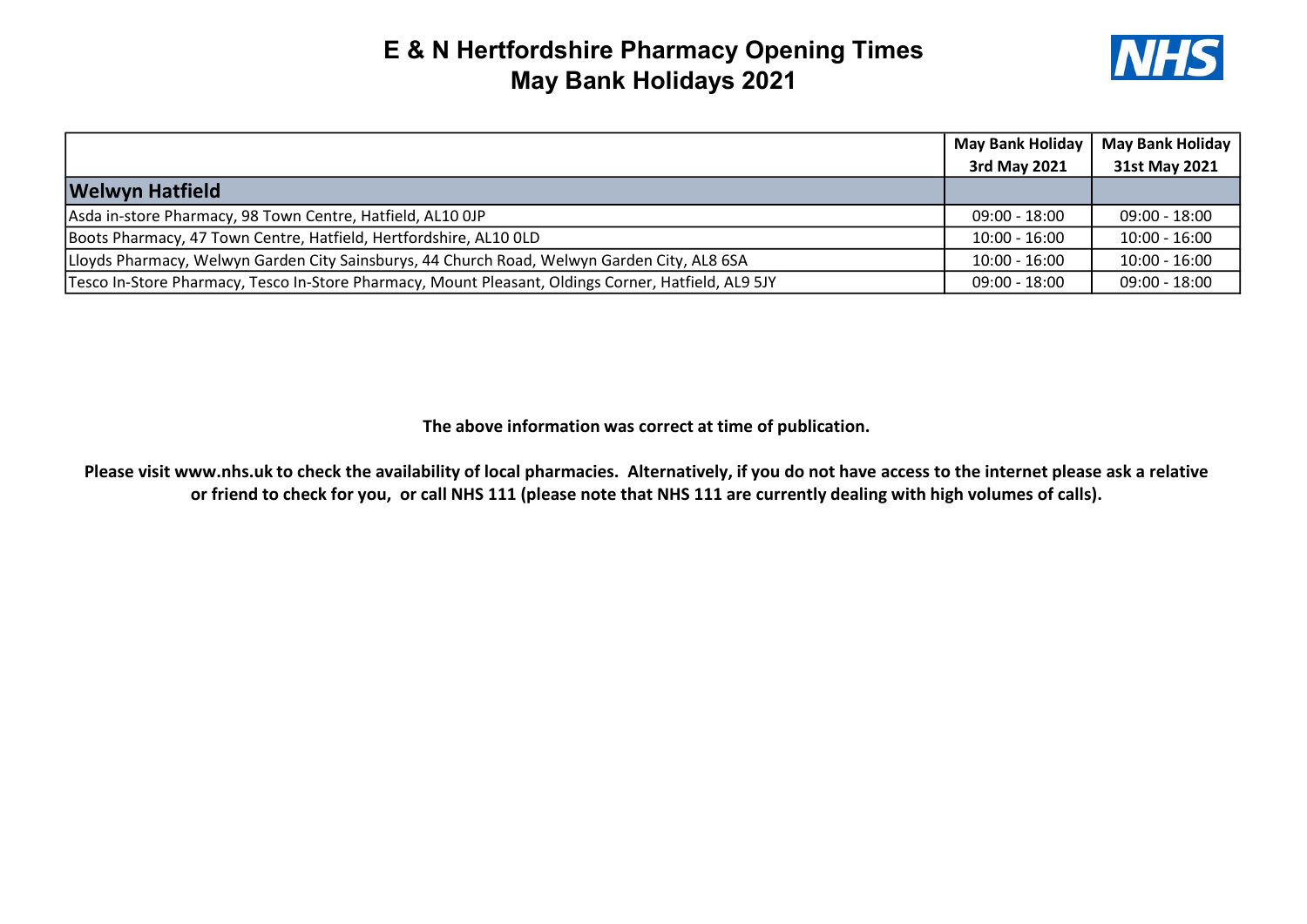# E & N Hertfordshire Pharmacy Opening Times
## May Bank Holidays 2021

| | May Bank Holiday 3rd May 2021 | May Bank Holiday 31st May 2021 |
|---|---|---|
| **Welwyn Hatfield** | | |
| Asda in-store Pharmacy, 98 Town Centre, Hatfield, AL10 0JP | 09:00 - 18:00 | 09:00 - 18:00 |
| Boots Pharmacy, 47 Town Centre, Hatfield, Hertfordshire, AL10 0LD | 10:00 - 16:00 | 10:00 - 16:00 |
| Lloyds Pharmacy, Welwyn Garden City Sainsburys, 44 Church Road, Welwyn Garden City, AL8 6SA | 10:00 - 16:00 | 10:00 - 16:00 |
| Tesco In-Store Pharmacy, Tesco In-Store Pharmacy, Mount Pleasant, Oldings Corner, Hatfield, AL9 5JY | 09:00 - 18:00 | 09:00 - 18:00 |

**The above information was correct at time of publication.**

**Please visit www.nhs.uk to check the availability of local pharmacies. Alternatively, if you do not have access to the internet please ask a relative or friend to check for you, or call NHS 111 (please note that NHS 111 are currently dealing with high volumes of calls).**